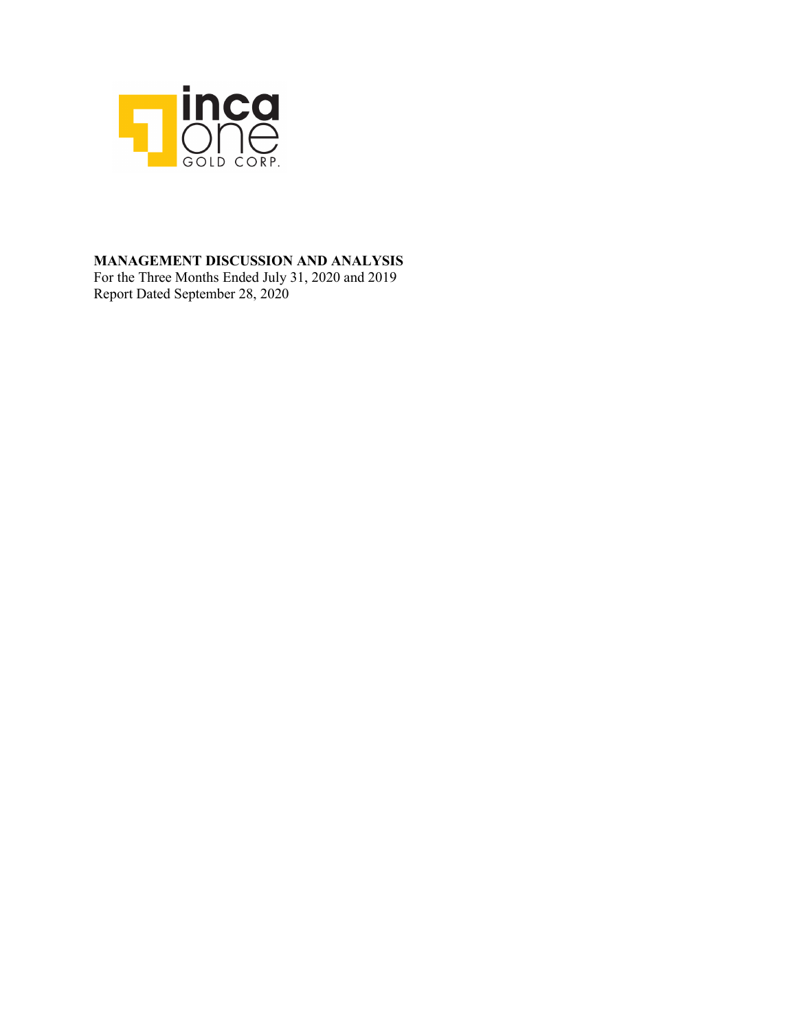**MANAGEMENT DISCUSSION AND ANALYSIS**
For the Three Months Ended July 31, 2020 and 2019
Report Dated September 28, 2020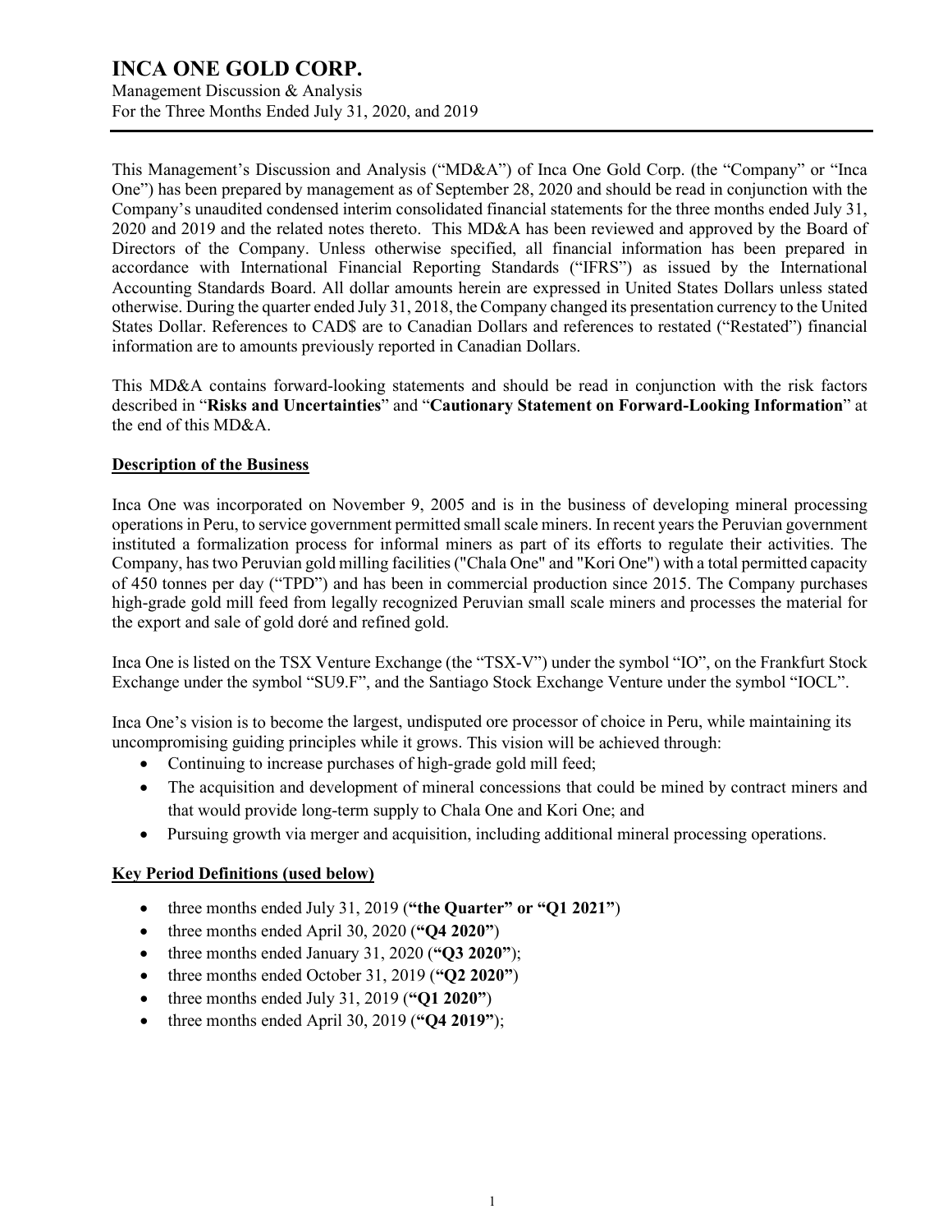# INCA ONE GOLD CORP.

Management Discussion & Analysis
For the Three Months Ended July 31, 2020, and 2019

This Management's Discussion and Analysis ("MD&A") of Inca One Gold Corp. (the "Company" or "Inca One") has been prepared by management as of September 28, 2020 and should be read in conjunction with the Company's unaudited condensed interim consolidated financial statements for the three months ended July 31, 2020 and 2019 and the related notes thereto. This MD&A has been reviewed and approved by the Board of Directors of the Company. Unless otherwise specified, all financial information has been prepared in accordance with International Financial Reporting Standards ("IFRS") as issued by the International Accounting Standards Board. All dollar amounts herein are expressed in United States Dollars unless stated otherwise. During the quarter ended July 31, 2018, the Company changed its presentation currency to the United States Dollar. References to CAD$ are to Canadian Dollars and references to restated ("Restated") financial information are to amounts previously reported in Canadian Dollars.

This MD&A contains forward-looking statements and should be read in conjunction with the risk factors described in "**Risks and Uncertainties**" and "**Cautionary Statement on Forward-Looking Information**" at the end of this MD&A.

## Description of the Business

Inca One was incorporated on November 9, 2005 and is in the business of developing mineral processing operations in Peru, to service government permitted small scale miners. In recent years the Peruvian government instituted a formalization process for informal miners as part of its efforts to regulate their activities. The Company, has two Peruvian gold milling facilities ("Chala One" and "Kori One") with a total permitted capacity of 450 tonnes per day ("TPD") and has been in commercial production since 2015. The Company purchases high-grade gold mill feed from legally recognized Peruvian small scale miners and processes the material for the export and sale of gold doré and refined gold.

Inca One is listed on the TSX Venture Exchange (the "TSX-V") under the symbol "IO", on the Frankfurt Stock Exchange under the symbol "SU9.F", and the Santiago Stock Exchange Venture under the symbol "IOCL".

Inca One's vision is to become the largest, undisputed ore processor of choice in Peru, while maintaining its uncompromising guiding principles while it grows. This vision will be achieved through:

- Continuing to increase purchases of high-grade gold mill feed;
- The acquisition and development of mineral concessions that could be mined by contract miners and that would provide long-term supply to Chala One and Kori One; and
- Pursuing growth via merger and acquisition, including additional mineral processing operations.

## Key Period Definitions (used below)

- three months ended July 31, 2019 (**"the Quarter" or "Q1 2021"**)
- three months ended April 30, 2020 (**"Q4 2020"**)
- three months ended January 31, 2020 (**"Q3 2020"**);
- three months ended October 31, 2019 (**"Q2 2020"**)
- three months ended July 31, 2019 (**"Q1 2020"**)
- three months ended April 30, 2019 (**"Q4 2019"**);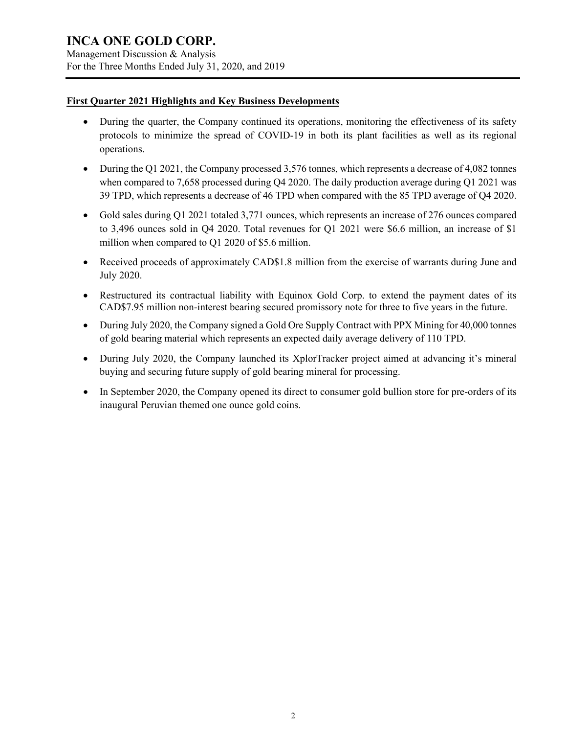### First Quarter 2021 Highlights and Key Business Developments

- During the quarter, the Company continued its operations, monitoring the effectiveness of its safety protocols to minimize the spread of COVID-19 in both its plant facilities as well as its regional operations.
- During the Q1 2021, the Company processed 3,576 tonnes, which represents a decrease of 4,082 tonnes when compared to 7,658 processed during Q4 2020. The daily production average during Q1 2021 was 39 TPD, which represents a decrease of 46 TPD when compared with the 85 TPD average of Q4 2020.
- Gold sales during Q1 2021 totaled 3,771 ounces, which represents an increase of 276 ounces compared to 3,496 ounces sold in Q4 2020. Total revenues for Q1 2021 were $6.6 million, an increase of $1 million when compared to Q1 2020 of $5.6 million.
- Received proceeds of approximately CAD$1.8 million from the exercise of warrants during June and July 2020.
- Restructured its contractual liability with Equinox Gold Corp. to extend the payment dates of its CAD$7.95 million non-interest bearing secured promissory note for three to five years in the future.
- During July 2020, the Company signed a Gold Ore Supply Contract with PPX Mining for 40,000 tonnes of gold bearing material which represents an expected daily average delivery of 110 TPD.
- During July 2020, the Company launched its XplorTracker project aimed at advancing it's mineral buying and securing future supply of gold bearing mineral for processing.
- In September 2020, the Company opened its direct to consumer gold bullion store for pre-orders of its inaugural Peruvian themed one ounce gold coins.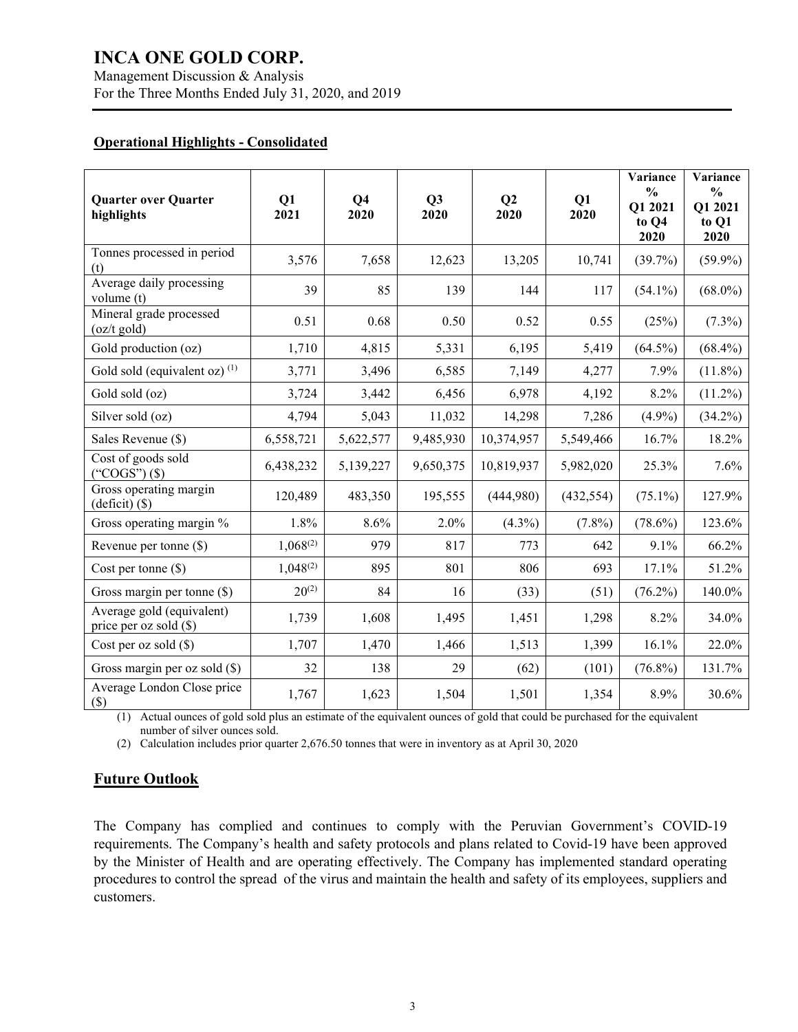**Operational Highlights - Consolidated**

| Quarter over Quarter highlights | Q1 2021 | Q4 2020 | Q3 2020 | Q2 2020 | Q1 2020 | Variance % Q1 2021 to Q4 2020 | Variance % Q1 2021 to Q1 2020 |
|---|---|---|---|---|---|---|---|
| Tonnes processed in period (t) | 3,576 | 7,658 | 12,623 | 13,205 | 10,741 | (39.7%) | (59.9%) |
| Average daily processing volume (t) | 39 | 85 | 139 | 144 | 117 | (54.1%) | (68.0%) |
| Mineral grade processed (oz/t gold) | 0.51 | 0.68 | 0.50 | 0.52 | 0.55 | (25%) | (7.3%) |
| Gold production (oz) | 1,710 | 4,815 | 5,331 | 6,195 | 5,419 | (64.5%) | (68.4%) |
| Gold sold (equivalent oz) (1) | 3,771 | 3,496 | 6,585 | 7,149 | 4,277 | 7.9% | (11.8%) |
| Gold sold (oz) | 3,724 | 3,442 | 6,456 | 6,978 | 4,192 | 8.2% | (11.2%) |
| Silver sold (oz) | 4,794 | 5,043 | 11,032 | 14,298 | 7,286 | (4.9%) | (34.2%) |
| Sales Revenue ($) | 6,558,721 | 5,622,577 | 9,485,930 | 10,374,957 | 5,549,466 | 16.7% | 18.2% |
| Cost of goods sold ("COGS") ($) | 6,438,232 | 5,139,227 | 9,650,375 | 10,819,937 | 5,982,020 | 25.3% | 7.6% |
| Gross operating margin (deficit) ($) | 120,489 | 483,350 | 195,555 | (444,980) | (432,554) | (75.1%) | 127.9% |
| Gross operating margin % | 1.8% | 8.6% | 2.0% | (4.3%) | (7.8%) | (78.6%) | 123.6% |
| Revenue per tonne ($) | 1,068(2) | 979 | 817 | 773 | 642 | 9.1% | 66.2% |
| Cost per tonne ($) | 1,048(2) | 895 | 801 | 806 | 693 | 17.1% | 51.2% |
| Gross margin per tonne ($) | 20(2) | 84 | 16 | (33) | (51) | (76.2%) | 140.0% |
| Average gold (equivalent) price per oz sold ($) | 1,739 | 1,608 | 1,495 | 1,451 | 1,298 | 8.2% | 34.0% |
| Cost per oz sold ($) | 1,707 | 1,470 | 1,466 | 1,513 | 1,399 | 16.1% | 22.0% |
| Gross margin per oz sold ($) | 32 | 138 | 29 | (62) | (101) | (76.8%) | 131.7% |
| Average London Close price ($) | 1,767 | 1,623 | 1,504 | 1,501 | 1,354 | 8.9% | 30.6% |

(1) Actual ounces of gold sold plus an estimate of the equivalent ounces of gold that could be purchased for the equivalent number of silver ounces sold.

(2) Calculation includes prior quarter 2,676.50 tonnes that were in inventory as at April 30, 2020

## Future Outlook

The Company has complied and continues to comply with the Peruvian Government's COVID-19 requirements. The Company's health and safety protocols and plans related to Covid-19 have been approved by the Minister of Health and are operating effectively. The Company has implemented standard operating procedures to control the spread of the virus and maintain the health and safety of its employees, suppliers and customers.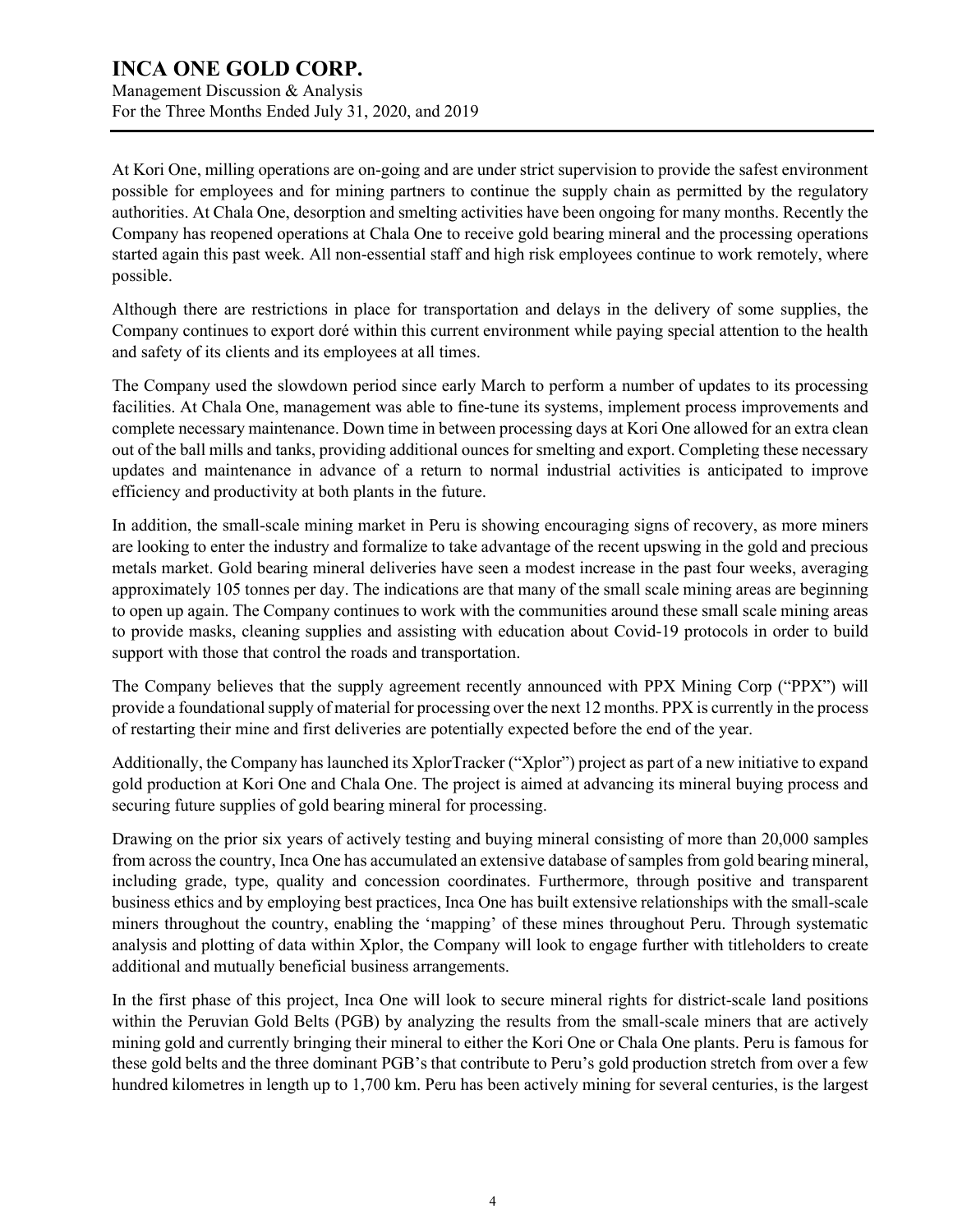At Kori One, milling operations are on-going and are under strict supervision to provide the safest environment possible for employees and for mining partners to continue the supply chain as permitted by the regulatory authorities. At Chala One, desorption and smelting activities have been ongoing for many months. Recently the Company has reopened operations at Chala One to receive gold bearing mineral and the processing operations started again this past week. All non-essential staff and high risk employees continue to work remotely, where possible.

Although there are restrictions in place for transportation and delays in the delivery of some supplies, the Company continues to export doré within this current environment while paying special attention to the health and safety of its clients and its employees at all times.

The Company used the slowdown period since early March to perform a number of updates to its processing facilities. At Chala One, management was able to fine-tune its systems, implement process improvements and complete necessary maintenance. Down time in between processing days at Kori One allowed for an extra clean out of the ball mills and tanks, providing additional ounces for smelting and export. Completing these necessary updates and maintenance in advance of a return to normal industrial activities is anticipated to improve efficiency and productivity at both plants in the future.

In addition, the small-scale mining market in Peru is showing encouraging signs of recovery, as more miners are looking to enter the industry and formalize to take advantage of the recent upswing in the gold and precious metals market. Gold bearing mineral deliveries have seen a modest increase in the past four weeks, averaging approximately 105 tonnes per day. The indications are that many of the small scale mining areas are beginning to open up again. The Company continues to work with the communities around these small scale mining areas to provide masks, cleaning supplies and assisting with education about Covid-19 protocols in order to build support with those that control the roads and transportation.

The Company believes that the supply agreement recently announced with PPX Mining Corp ("PPX") will provide a foundational supply of material for processing over the next 12 months. PPX is currently in the process of restarting their mine and first deliveries are potentially expected before the end of the year.

Additionally, the Company has launched its XplorTracker ("Xplor") project as part of a new initiative to expand gold production at Kori One and Chala One. The project is aimed at advancing its mineral buying process and securing future supplies of gold bearing mineral for processing.

Drawing on the prior six years of actively testing and buying mineral consisting of more than 20,000 samples from across the country, Inca One has accumulated an extensive database of samples from gold bearing mineral, including grade, type, quality and concession coordinates. Furthermore, through positive and transparent business ethics and by employing best practices, Inca One has built extensive relationships with the small-scale miners throughout the country, enabling the 'mapping' of these mines throughout Peru. Through systematic analysis and plotting of data within Xplor, the Company will look to engage further with titleholders to create additional and mutually beneficial business arrangements.

In the first phase of this project, Inca One will look to secure mineral rights for district-scale land positions within the Peruvian Gold Belts (PGB) by analyzing the results from the small-scale miners that are actively mining gold and currently bringing their mineral to either the Kori One or Chala One plants. Peru is famous for these gold belts and the three dominant PGB's that contribute to Peru's gold production stretch from over a few hundred kilometres in length up to 1,700 km. Peru has been actively mining for several centuries, is the largest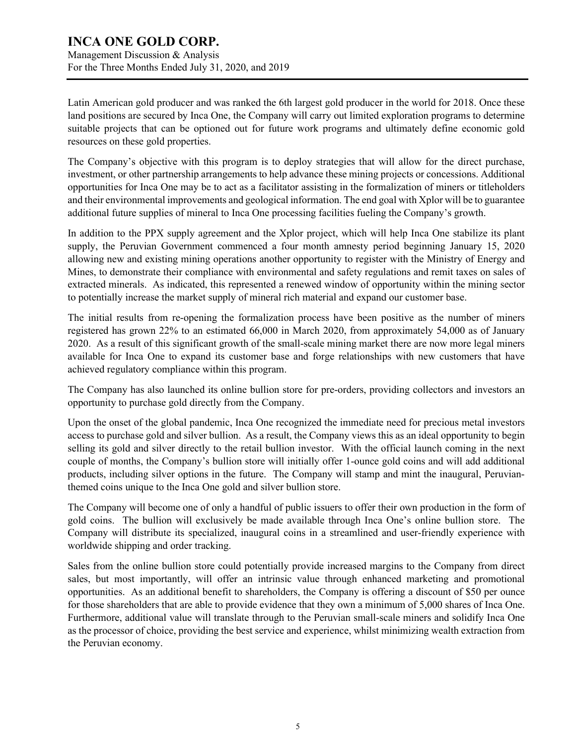Latin American gold producer and was ranked the 6th largest gold producer in the world for 2018. Once these land positions are secured by Inca One, the Company will carry out limited exploration programs to determine suitable projects that can be optioned out for future work programs and ultimately define economic gold resources on these gold properties.

The Company's objective with this program is to deploy strategies that will allow for the direct purchase, investment, or other partnership arrangements to help advance these mining projects or concessions. Additional opportunities for Inca One may be to act as a facilitator assisting in the formalization of miners or titleholders and their environmental improvements and geological information. The end goal with Xplor will be to guarantee additional future supplies of mineral to Inca One processing facilities fueling the Company's growth.

In addition to the PPX supply agreement and the Xplor project, which will help Inca One stabilize its plant supply, the Peruvian Government commenced a four month amnesty period beginning January 15, 2020 allowing new and existing mining operations another opportunity to register with the Ministry of Energy and Mines, to demonstrate their compliance with environmental and safety regulations and remit taxes on sales of extracted minerals. As indicated, this represented a renewed window of opportunity within the mining sector to potentially increase the market supply of mineral rich material and expand our customer base.

The initial results from re-opening the formalization process have been positive as the number of miners registered has grown 22% to an estimated 66,000 in March 2020, from approximately 54,000 as of January 2020. As a result of this significant growth of the small-scale mining market there are now more legal miners available for Inca One to expand its customer base and forge relationships with new customers that have achieved regulatory compliance within this program.

The Company has also launched its online bullion store for pre-orders, providing collectors and investors an opportunity to purchase gold directly from the Company.

Upon the onset of the global pandemic, Inca One recognized the immediate need for precious metal investors access to purchase gold and silver bullion. As a result, the Company views this as an ideal opportunity to begin selling its gold and silver directly to the retail bullion investor. With the official launch coming in the next couple of months, the Company's bullion store will initially offer 1-ounce gold coins and will add additional products, including silver options in the future. The Company will stamp and mint the inaugural, Peruvian-themed coins unique to the Inca One gold and silver bullion store.

The Company will become one of only a handful of public issuers to offer their own production in the form of gold coins. The bullion will exclusively be made available through Inca One's online bullion store. The Company will distribute its specialized, inaugural coins in a streamlined and user-friendly experience with worldwide shipping and order tracking.

Sales from the online bullion store could potentially provide increased margins to the Company from direct sales, but most importantly, will offer an intrinsic value through enhanced marketing and promotional opportunities. As an additional benefit to shareholders, the Company is offering a discount of $50 per ounce for those shareholders that are able to provide evidence that they own a minimum of 5,000 shares of Inca One. Furthermore, additional value will translate through to the Peruvian small-scale miners and solidify Inca One as the processor of choice, providing the best service and experience, whilst minimizing wealth extraction from the Peruvian economy.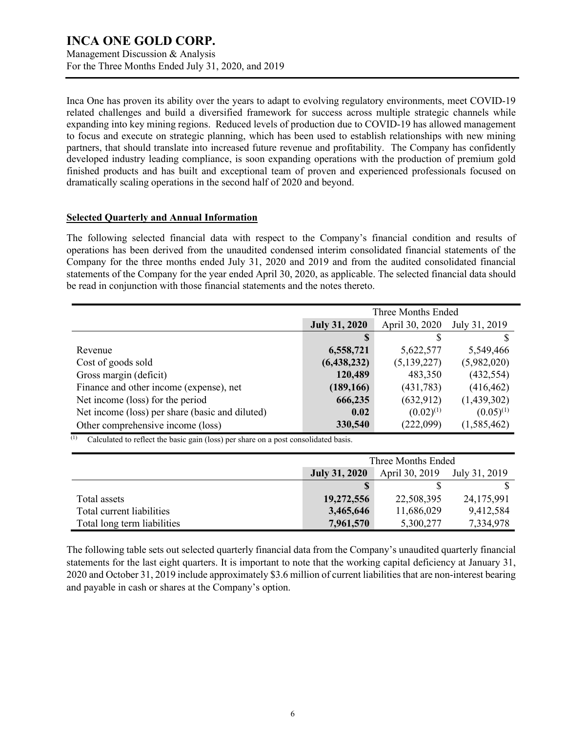Inca One has proven its ability over the years to adapt to evolving regulatory environments, meet COVID-19 related challenges and build a diversified framework for success across multiple strategic channels while expanding into key mining regions. Reduced levels of production due to COVID-19 has allowed management to focus and execute on strategic planning, which has been used to establish relationships with new mining partners, that should translate into increased future revenue and profitability. The Company has confidently developed industry leading compliance, is soon expanding operations with the production of premium gold finished products and has built and exceptional team of proven and experienced professionals focused on dramatically scaling operations in the second half of 2020 and beyond.

## Selected Quarterly and Annual Information

The following selected financial data with respect to the Company's financial condition and results of operations has been derived from the unaudited condensed interim consolidated financial statements of the Company for the three months ended July 31, 2020 and 2019 and from the audited consolidated financial statements of the Company for the year ended April 30, 2020, as applicable. The selected financial data should be read in conjunction with those financial statements and the notes thereto.

| | Three Months Ended | | |
|---|---|---|---|
| | **July 31, 2020** | April 30, 2020 | July 31, 2019 |
| | **$** | $ | $ |
| Revenue | **6,558,721** | 5,622,577 | 5,549,466 |
| Cost of goods sold | **(6,438,232)** | (5,139,227) | (5,982,020) |
| Gross margin (deficit) | **120,489** | 483,350 | (432,554) |
| Finance and other income (expense), net | **(189,166)** | (431,783) | (416,462) |
| Net income (loss) for the period | **666,235** | (632,912) | (1,439,302) |
| Net income (loss) per share (basic and diluted) | **0.02** | (0.02)[(1)] | (0.05)[(1)] |
| Other comprehensive income (loss) | **330,540** | (222,099) | (1,585,462) |

(1) Calculated to reflect the basic gain (loss) per share on a post consolidated basis.

| | Three Months Ended | | |
|---|---|---|---|
| | **July 31, 2020** | April 30, 2019 | July 31, 2019 |
| | **$** | $ | $ |
| Total assets | **19,272,556** | 22,508,395 | 24,175,991 |
| Total current liabilities | **3,465,646** | 11,686,029 | 9,412,584 |
| Total long term liabilities | **7,961,570** | 5,300,277 | 7,334,978 |

The following table sets out selected quarterly financial data from the Company's unaudited quarterly financial statements for the last eight quarters. It is important to note that the working capital deficiency at January 31, 2020 and October 31, 2019 include approximately $3.6 million of current liabilities that are non-interest bearing and payable in cash or shares at the Company's option.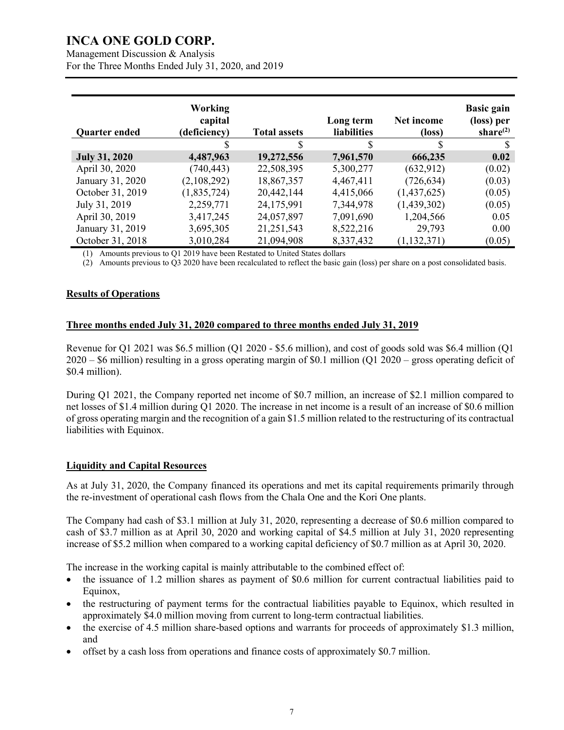| Quarter ended | Working capital (deficiency) | Total assets | Long term liabilities | Net income (loss) | Basic gain (loss) per share[(2)] |
|---|---|---|---|---|---|
| | $ | $ | $ | $ | $ |
| **July 31, 2020** | **4,487,963** | **19,272,556** | **7,961,570** | **666,235** | **0.02** |
| April 30, 2020 | (740,443) | 22,508,395 | 5,300,277 | (632,912) | (0.02) |
| January 31, 2020 | (2,108,292) | 18,867,357 | 4,467,411 | (726,634) | (0.03) |
| October 31, 2019 | (1,835,724) | 20,442,144 | 4,415,066 | (1,437,625) | (0.05) |
| July 31, 2019 | 2,259,771 | 24,175,991 | 7,344,978 | (1,439,302) | (0.05) |
| April 30, 2019 | 3,417,245 | 24,057,897 | 7,091,690 | 1,204,566 | 0.05 |
| January 31, 2019 | 3,695,305 | 21,251,543 | 8,522,216 | 29,793 | 0.00 |
| October 31, 2018 | 3,010,284 | 21,094,908 | 8,337,432 | (1,132,371) | (0.05) |

(1) Amounts previous to Q1 2019 have been Restated to United States dollars

(2) Amounts previous to Q3 2020 have been recalculated to reflect the basic gain (loss) per share on a post consolidated basis.

## Results of Operations

### Three months ended July 31, 2020 compared to three months ended July 31, 2019

Revenue for Q1 2021 was $6.5 million (Q1 2020 - $5.6 million), and cost of goods sold was $6.4 million (Q1 2020 – $6 million) resulting in a gross operating margin of $0.1 million (Q1 2020 – gross operating deficit of $0.4 million).

During Q1 2021, the Company reported net income of $0.7 million, an increase of $2.1 million compared to net losses of $1.4 million during Q1 2020. The increase in net income is a result of an increase of $0.6 million of gross operating margin and the recognition of a gain $1.5 million related to the restructuring of its contractual liabilities with Equinox.

## Liquidity and Capital Resources

As at July 31, 2020, the Company financed its operations and met its capital requirements primarily through the re-investment of operational cash flows from the Chala One and the Kori One plants.

The Company had cash of $3.1 million at July 31, 2020, representing a decrease of $0.6 million compared to cash of $3.7 million as at April 30, 2020 and working capital of $4.5 million at July 31, 2020 representing increase of $5.2 million when compared to a working capital deficiency of $0.7 million as at April 30, 2020.

The increase in the working capital is mainly attributable to the combined effect of:

- the issuance of 1.2 million shares as payment of $0.6 million for current contractual liabilities paid to Equinox,
- the restructuring of payment terms for the contractual liabilities payable to Equinox, which resulted in approximately $4.0 million moving from current to long-term contractual liabilities.
- the exercise of 4.5 million share-based options and warrants for proceeds of approximately $1.3 million, and
- offset by a cash loss from operations and finance costs of approximately $0.7 million.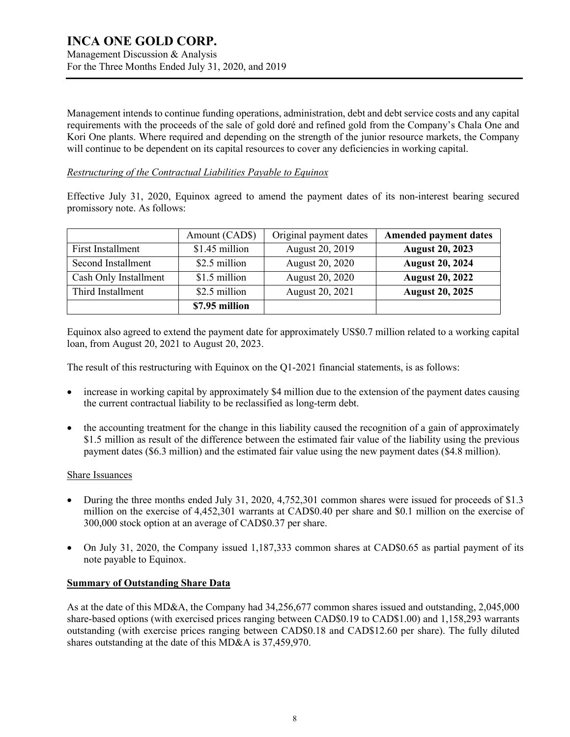Management intends to continue funding operations, administration, debt and debt service costs and any capital requirements with the proceeds of the sale of gold doré and refined gold from the Company's Chala One and Kori One plants. Where required and depending on the strength of the junior resource markets, the Company will continue to be dependent on its capital resources to cover any deficiencies in working capital.

*Restructuring of the Contractual Liabilities Payable to Equinox*

Effective July 31, 2020, Equinox agreed to amend the payment dates of its non-interest bearing secured promissory note. As follows:

| | Amount (CAD$) | Original payment dates | **Amended payment dates** |
|---|---|---|---|
| First Installment | $1.45 million | August 20, 2019 | **August 20, 2023** |
| Second Installment | $2.5 million | August 20, 2020 | **August 20, 2024** |
| Cash Only Installment | $1.5 million | August 20, 2020 | **August 20, 2022** |
| Third Installment | $2.5 million | August 20, 2021 | **August 20, 2025** |
| | **$7.95 million** | | |

Equinox also agreed to extend the payment date for approximately US$0.7 million related to a working capital loan, from August 20, 2021 to August 20, 2023.

The result of this restructuring with Equinox on the Q1-2021 financial statements, is as follows:

- increase in working capital by approximately $4 million due to the extension of the payment dates causing the current contractual liability to be reclassified as long-term debt.
- the accounting treatment for the change in this liability caused the recognition of a gain of approximately $1.5 million as result of the difference between the estimated fair value of the liability using the previous payment dates ($6.3 million) and the estimated fair value using the new payment dates ($4.8 million).

Share Issuances

- During the three months ended July 31, 2020, 4,752,301 common shares were issued for proceeds of $1.3 million on the exercise of 4,452,301 warrants at CAD$0.40 per share and $0.1 million on the exercise of 300,000 stock option at an average of CAD$0.37 per share.
- On July 31, 2020, the Company issued 1,187,333 common shares at CAD$0.65 as partial payment of its note payable to Equinox.

**Summary of Outstanding Share Data**

As at the date of this MD&A, the Company had 34,256,677 common shares issued and outstanding, 2,045,000 share-based options (with exercised prices ranging between CAD$0.19 to CAD$1.00) and 1,158,293 warrants outstanding (with exercise prices ranging between CAD$0.18 and CAD$12.60 per share). The fully diluted shares outstanding at the date of this MD&A is 37,459,970.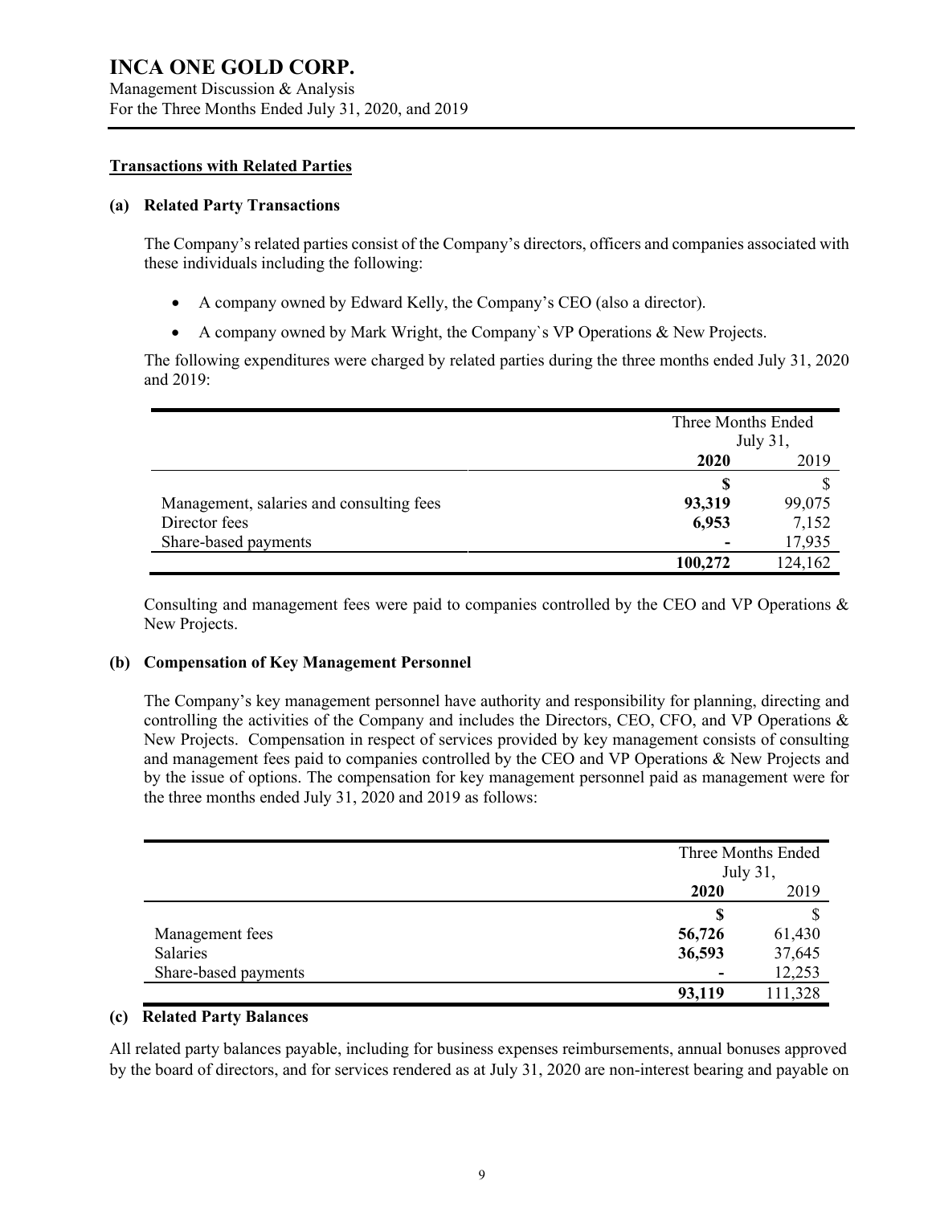## Transactions with Related Parties

### (a) Related Party Transactions

The Company's related parties consist of the Company's directors, officers and companies associated with these individuals including the following:

- A company owned by Edward Kelly, the Company's CEO (also a director).
- A company owned by Mark Wright, the Company`s VP Operations & New Projects.

The following expenditures were charged by related parties during the three months ended July 31, 2020 and 2019:

| | Three Months Ended July 31, | |
|---|---|---|
| | **2020** | 2019 |
| | **$** | $ |
| Management, salaries and consulting fees | **93,319** | 99,075 |
| Director fees | **6,953** | 7,152 |
| Share-based payments | **-** | 17,935 |
| | **100,272** | 124,162 |

Consulting and management fees were paid to companies controlled by the CEO and VP Operations & New Projects.

### (b) Compensation of Key Management Personnel

The Company's key management personnel have authority and responsibility for planning, directing and controlling the activities of the Company and includes the Directors, CEO, CFO, and VP Operations & New Projects. Compensation in respect of services provided by key management consists of consulting and management fees paid to companies controlled by the CEO and VP Operations & New Projects and by the issue of options. The compensation for key management personnel paid as management were for the three months ended July 31, 2020 and 2019 as follows:

| | Three Months Ended July 31, | |
|---|---|---|
| | **2020** | 2019 |
| | **$** | $ |
| Management fees | **56,726** | 61,430 |
| Salaries | **36,593** | 37,645 |
| Share-based payments | **-** | 12,253 |
| | **93,119** | 111,328 |

### (c) Related Party Balances

All related party balances payable, including for business expenses reimbursements, annual bonuses approved by the board of directors, and for services rendered as at July 31, 2020 are non-interest bearing and payable on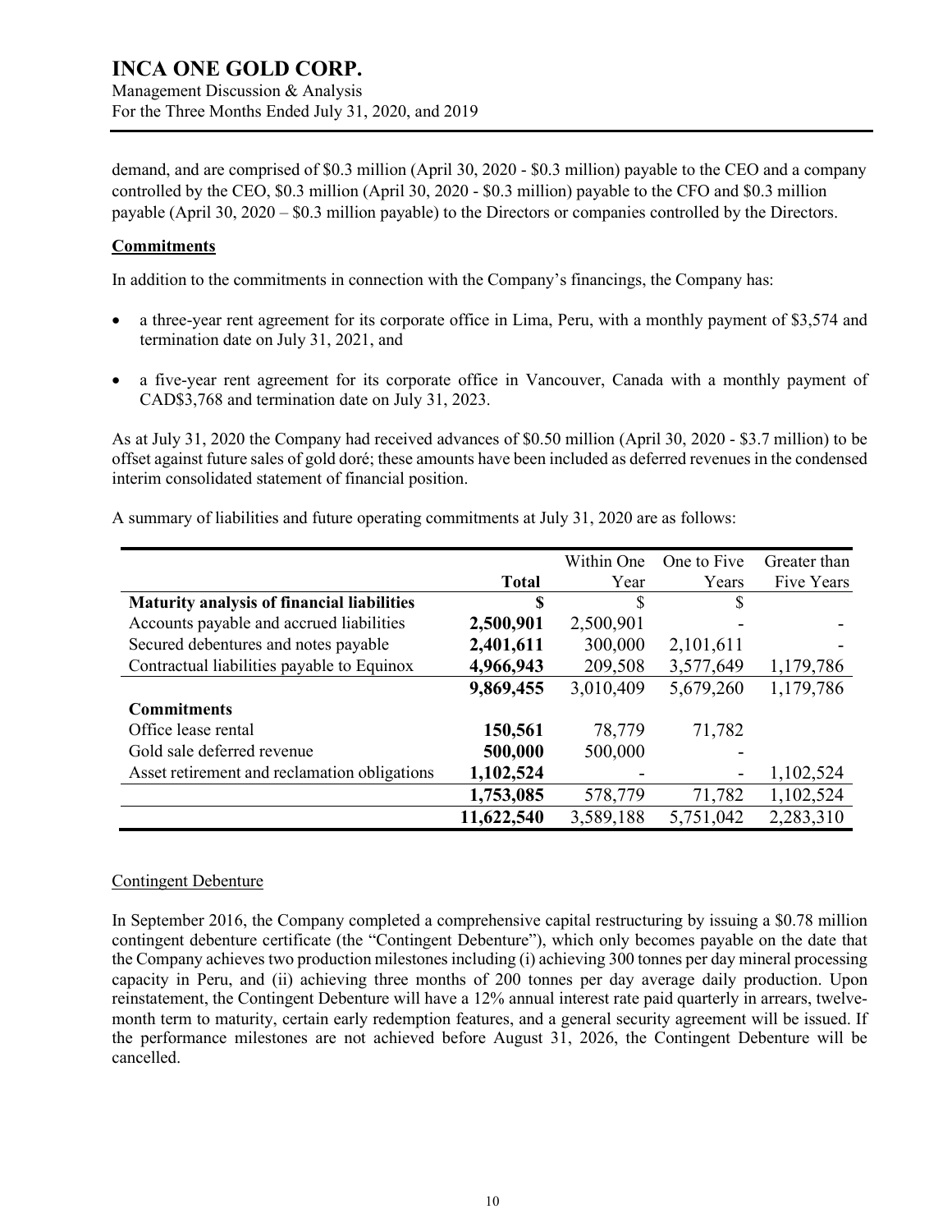demand, and are comprised of \$0.3 million (April 30, 2020 - \$0.3 million) payable to the CEO and a company controlled by the CEO, \$0.3 million (April 30, 2020 - \$0.3 million) payable to the CFO and \$0.3 million payable (April 30, 2020 – \$0.3 million payable) to the Directors or companies controlled by the Directors.

## Commitments

In addition to the commitments in connection with the Company's financings, the Company has:

- a three-year rent agreement for its corporate office in Lima, Peru, with a monthly payment of \$3,574 and termination date on July 31, 2021, and
- a five-year rent agreement for its corporate office in Vancouver, Canada with a monthly payment of CAD\$3,768 and termination date on July 31, 2023.

As at July 31, 2020 the Company had received advances of \$0.50 million (April 30, 2020 - \$3.7 million) to be offset against future sales of gold doré; these amounts have been included as deferred revenues in the condensed interim consolidated statement of financial position.

A summary of liabilities and future operating commitments at July 31, 2020 are as follows:

| | Total | Within One Year | One to Five Years | Greater than Five Years |
|---|---|---|---|---|
| **Maturity analysis of financial liabilities** | **\$** | \$ | \$ | |
| Accounts payable and accrued liabilities | **2,500,901** | 2,500,901 | - | - |
| Secured debentures and notes payable | **2,401,611** | 300,000 | 2,101,611 | - |
| Contractual liabilities payable to Equinox | **4,966,943** | 209,508 | 3,577,649 | 1,179,786 |
| | **9,869,455** | 3,010,409 | 5,679,260 | 1,179,786 |
| **Commitments** | | | | |
| Office lease rental | **150,561** | 78,779 | 71,782 | |
| Gold sale deferred revenue | **500,000** | 500,000 | - | |
| Asset retirement and reclamation obligations | **1,102,524** | - | - | 1,102,524 |
| | **1,753,085** | 578,779 | 71,782 | 1,102,524 |
| | **11,622,540** | 3,589,188 | 5,751,042 | 2,283,310 |

### Contingent Debenture

In September 2016, the Company completed a comprehensive capital restructuring by issuing a \$0.78 million contingent debenture certificate (the "Contingent Debenture"), which only becomes payable on the date that the Company achieves two production milestones including (i) achieving 300 tonnes per day mineral processing capacity in Peru, and (ii) achieving three months of 200 tonnes per day average daily production. Upon reinstatement, the Contingent Debenture will have a 12% annual interest rate paid quarterly in arrears, twelve-month term to maturity, certain early redemption features, and a general security agreement will be issued. If the performance milestones are not achieved before August 31, 2026, the Contingent Debenture will be cancelled.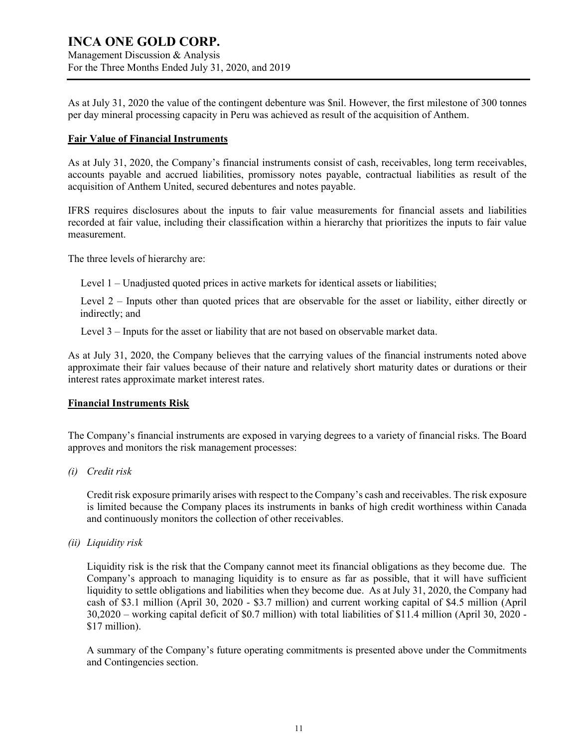As at July 31, 2020 the value of the contingent debenture was $nil. However, the first milestone of 300 tonnes per day mineral processing capacity in Peru was achieved as result of the acquisition of Anthem.

## Fair Value of Financial Instruments

As at July 31, 2020, the Company's financial instruments consist of cash, receivables, long term receivables, accounts payable and accrued liabilities, promissory notes payable, contractual liabilities as result of the acquisition of Anthem United, secured debentures and notes payable.

IFRS requires disclosures about the inputs to fair value measurements for financial assets and liabilities recorded at fair value, including their classification within a hierarchy that prioritizes the inputs to fair value measurement.

The three levels of hierarchy are:

Level 1 – Unadjusted quoted prices in active markets for identical assets or liabilities;

Level 2 – Inputs other than quoted prices that are observable for the asset or liability, either directly or indirectly; and

Level 3 – Inputs for the asset or liability that are not based on observable market data.

As at July 31, 2020, the Company believes that the carrying values of the financial instruments noted above approximate their fair values because of their nature and relatively short maturity dates or durations or their interest rates approximate market interest rates.

## Financial Instruments Risk

The Company's financial instruments are exposed in varying degrees to a variety of financial risks. The Board approves and monitors the risk management processes:

*(i) Credit risk*

Credit risk exposure primarily arises with respect to the Company's cash and receivables. The risk exposure is limited because the Company places its instruments in banks of high credit worthiness within Canada and continuously monitors the collection of other receivables.

*(ii) Liquidity risk*

Liquidity risk is the risk that the Company cannot meet its financial obligations as they become due. The Company's approach to managing liquidity is to ensure as far as possible, that it will have sufficient liquidity to settle obligations and liabilities when they become due. As at July 31, 2020, the Company had cash of $3.1 million (April 30, 2020 - $3.7 million) and current working capital of $4.5 million (April 30,2020 – working capital deficit of $0.7 million) with total liabilities of $11.4 million (April 30, 2020 - $17 million).

A summary of the Company's future operating commitments is presented above under the Commitments and Contingencies section.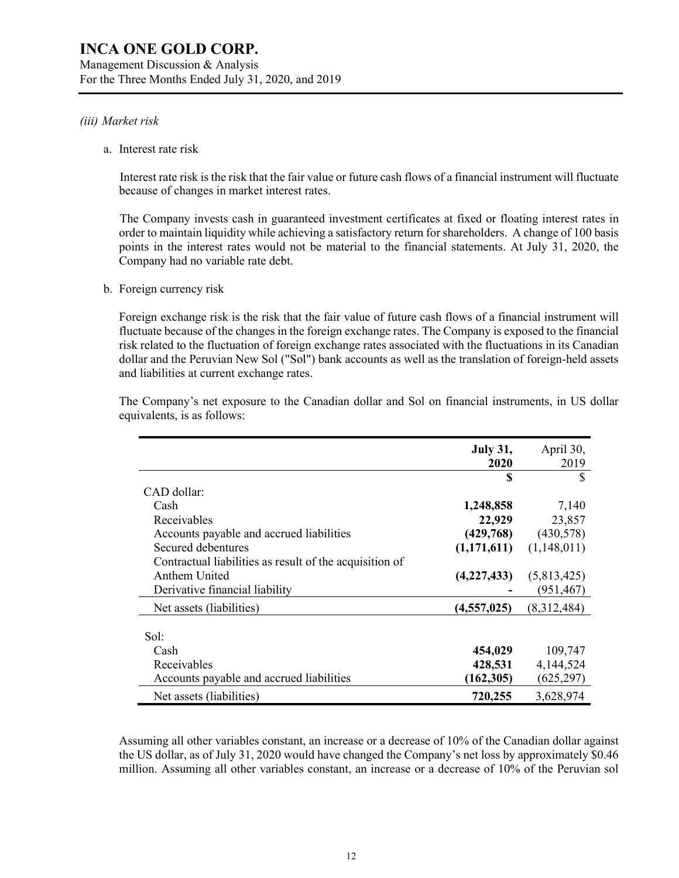*(iii) Market risk*

a. Interest rate risk

Interest rate risk is the risk that the fair value or future cash flows of a financial instrument will fluctuate because of changes in market interest rates.

The Company invests cash in guaranteed investment certificates at fixed or floating interest rates in order to maintain liquidity while achieving a satisfactory return for shareholders. A change of 100 basis points in the interest rates would not be material to the financial statements. At July 31, 2020, the Company had no variable rate debt.

b. Foreign currency risk

Foreign exchange risk is the risk that the fair value of future cash flows of a financial instrument will fluctuate because of the changes in the foreign exchange rates. The Company is exposed to the financial risk related to the fluctuation of foreign exchange rates associated with the fluctuations in its Canadian dollar and the Peruvian New Sol ("Sol") bank accounts as well as the translation of foreign-held assets and liabilities at current exchange rates.

The Company's net exposure to the Canadian dollar and Sol on financial instruments, in US dollar equivalents, is as follows:

| | **July 31, 2020** | April 30, 2019 |
|---|---|---|
| | **$** | $ |
| CAD dollar: | | |
| Cash | **1,248,858** | 7,140 |
| Receivables | **22,929** | 23,857 |
| Accounts payable and accrued liabilities | **(429,768)** | (430,578) |
| Secured debentures | **(1,171,611)** | (1,148,011) |
| Contractual liabilities as result of the acquisition of Anthem United | **(4,227,433)** | (5,813,425) |
| Derivative financial liability | **-** | (951,467) |
| Net assets (liabilities) | **(4,557,025)** | (8,312,484) |
| | | |
| Sol: | | |
| Cash | **454,029** | 109,747 |
| Receivables | **428,531** | 4,144,524 |
| Accounts payable and accrued liabilities | **(162,305)** | (625,297) |
| Net assets (liabilities) | **720,255** | 3,628,974 |

Assuming all other variables constant, an increase or a decrease of 10% of the Canadian dollar against the US dollar, as of July 31, 2020 would have changed the Company's net loss by approximately $0.46 million. Assuming all other variables constant, an increase or a decrease of 10% of the Peruvian sol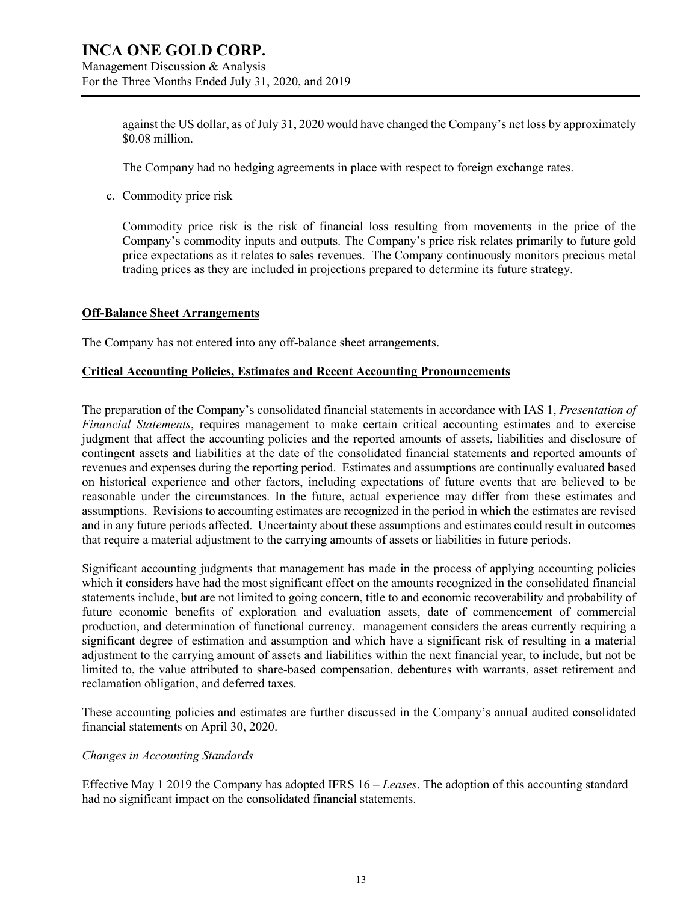against the US dollar, as of July 31, 2020 would have changed the Company's net loss by approximately $0.08 million.

The Company had no hedging agreements in place with respect to foreign exchange rates.

c. Commodity price risk

Commodity price risk is the risk of financial loss resulting from movements in the price of the Company's commodity inputs and outputs. The Company's price risk relates primarily to future gold price expectations as it relates to sales revenues. The Company continuously monitors precious metal trading prices as they are included in projections prepared to determine its future strategy.

## Off-Balance Sheet Arrangements

The Company has not entered into any off-balance sheet arrangements.

## Critical Accounting Policies, Estimates and Recent Accounting Pronouncements

The preparation of the Company's consolidated financial statements in accordance with IAS 1, *Presentation of Financial Statements*, requires management to make certain critical accounting estimates and to exercise judgment that affect the accounting policies and the reported amounts of assets, liabilities and disclosure of contingent assets and liabilities at the date of the consolidated financial statements and reported amounts of revenues and expenses during the reporting period. Estimates and assumptions are continually evaluated based on historical experience and other factors, including expectations of future events that are believed to be reasonable under the circumstances. In the future, actual experience may differ from these estimates and assumptions. Revisions to accounting estimates are recognized in the period in which the estimates are revised and in any future periods affected. Uncertainty about these assumptions and estimates could result in outcomes that require a material adjustment to the carrying amounts of assets or liabilities in future periods.

Significant accounting judgments that management has made in the process of applying accounting policies which it considers have had the most significant effect on the amounts recognized in the consolidated financial statements include, but are not limited to going concern, title to and economic recoverability and probability of future economic benefits of exploration and evaluation assets, date of commencement of commercial production, and determination of functional currency. management considers the areas currently requiring a significant degree of estimation and assumption and which have a significant risk of resulting in a material adjustment to the carrying amount of assets and liabilities within the next financial year, to include, but not be limited to, the value attributed to share-based compensation, debentures with warrants, asset retirement and reclamation obligation, and deferred taxes.

These accounting policies and estimates are further discussed in the Company's annual audited consolidated financial statements on April 30, 2020.

*Changes in Accounting Standards*

Effective May 1 2019 the Company has adopted IFRS 16 – *Leases*. The adoption of this accounting standard had no significant impact on the consolidated financial statements.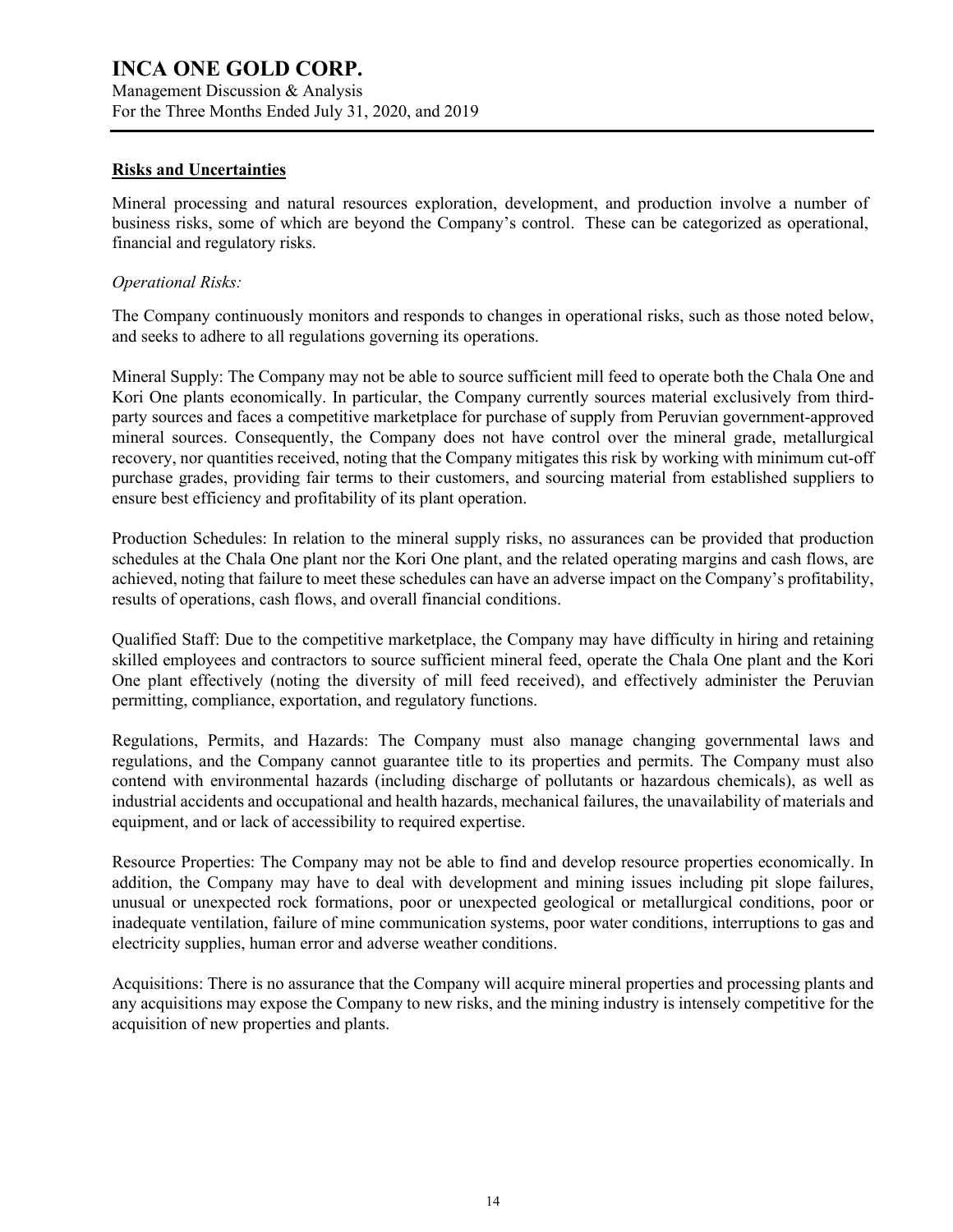## Risks and Uncertainties

Mineral processing and natural resources exploration, development, and production involve a number of business risks, some of which are beyond the Company's control. These can be categorized as operational, financial and regulatory risks.

*Operational Risks:*

The Company continuously monitors and responds to changes in operational risks, such as those noted below, and seeks to adhere to all regulations governing its operations.

Mineral Supply: The Company may not be able to source sufficient mill feed to operate both the Chala One and Kori One plants economically. In particular, the Company currently sources material exclusively from third-party sources and faces a competitive marketplace for purchase of supply from Peruvian government-approved mineral sources. Consequently, the Company does not have control over the mineral grade, metallurgical recovery, nor quantities received, noting that the Company mitigates this risk by working with minimum cut-off purchase grades, providing fair terms to their customers, and sourcing material from established suppliers to ensure best efficiency and profitability of its plant operation.

Production Schedules: In relation to the mineral supply risks, no assurances can be provided that production schedules at the Chala One plant nor the Kori One plant, and the related operating margins and cash flows, are achieved, noting that failure to meet these schedules can have an adverse impact on the Company's profitability, results of operations, cash flows, and overall financial conditions.

Qualified Staff: Due to the competitive marketplace, the Company may have difficulty in hiring and retaining skilled employees and contractors to source sufficient mineral feed, operate the Chala One plant and the Kori One plant effectively (noting the diversity of mill feed received), and effectively administer the Peruvian permitting, compliance, exportation, and regulatory functions.

Regulations, Permits, and Hazards: The Company must also manage changing governmental laws and regulations, and the Company cannot guarantee title to its properties and permits. The Company must also contend with environmental hazards (including discharge of pollutants or hazardous chemicals), as well as industrial accidents and occupational and health hazards, mechanical failures, the unavailability of materials and equipment, and or lack of accessibility to required expertise.

Resource Properties: The Company may not be able to find and develop resource properties economically. In addition, the Company may have to deal with development and mining issues including pit slope failures, unusual or unexpected rock formations, poor or unexpected geological or metallurgical conditions, poor or inadequate ventilation, failure of mine communication systems, poor water conditions, interruptions to gas and electricity supplies, human error and adverse weather conditions.

Acquisitions: There is no assurance that the Company will acquire mineral properties and processing plants and any acquisitions may expose the Company to new risks, and the mining industry is intensely competitive for the acquisition of new properties and plants.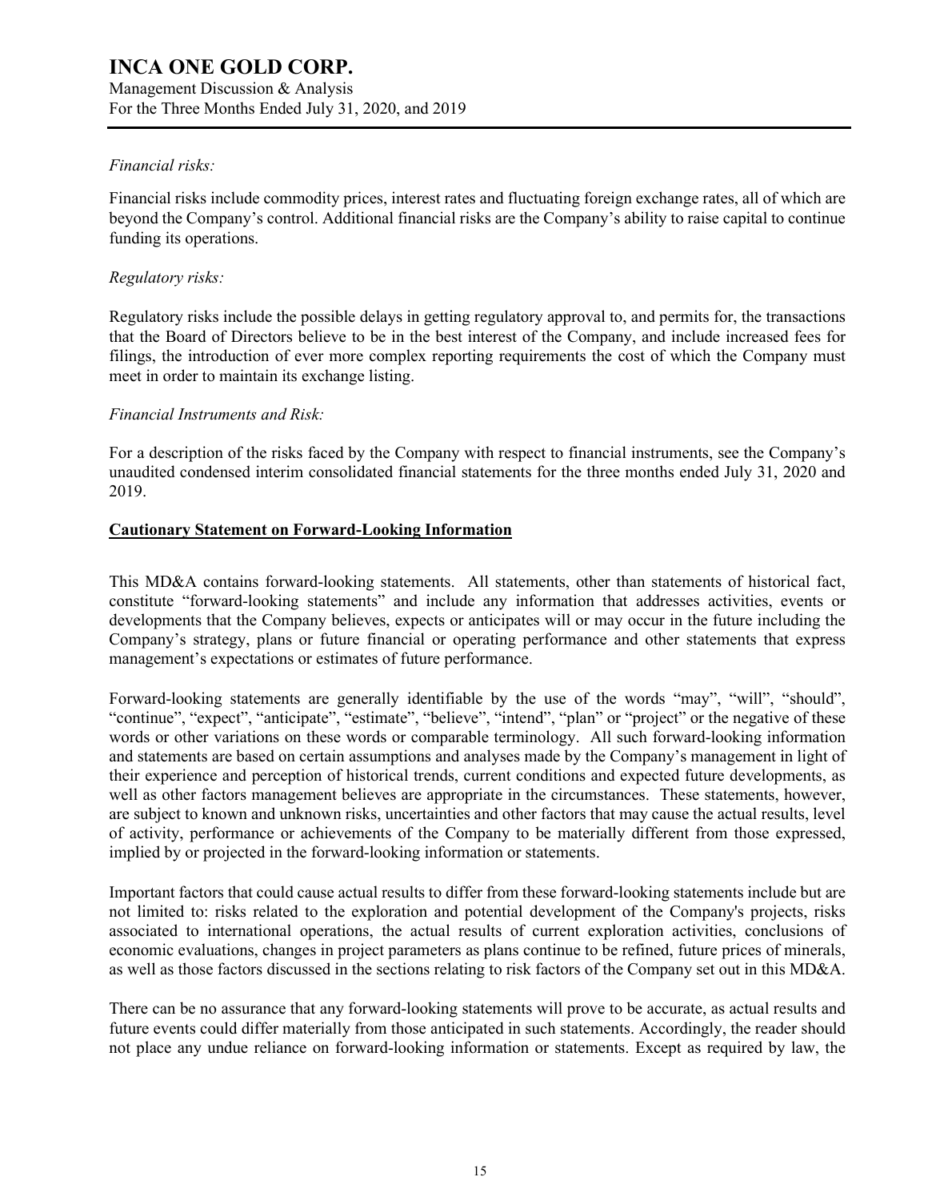*Financial risks:*

Financial risks include commodity prices, interest rates and fluctuating foreign exchange rates, all of which are beyond the Company's control. Additional financial risks are the Company's ability to raise capital to continue funding its operations.

*Regulatory risks:*

Regulatory risks include the possible delays in getting regulatory approval to, and permits for, the transactions that the Board of Directors believe to be in the best interest of the Company, and include increased fees for filings, the introduction of ever more complex reporting requirements the cost of which the Company must meet in order to maintain its exchange listing.

*Financial Instruments and Risk:*

For a description of the risks faced by the Company with respect to financial instruments, see the Company's unaudited condensed interim consolidated financial statements for the three months ended July 31, 2020 and 2019.

## Cautionary Statement on Forward-Looking Information

This MD&A contains forward-looking statements. All statements, other than statements of historical fact, constitute "forward-looking statements" and include any information that addresses activities, events or developments that the Company believes, expects or anticipates will or may occur in the future including the Company's strategy, plans or future financial or operating performance and other statements that express management's expectations or estimates of future performance.

Forward-looking statements are generally identifiable by the use of the words "may", "will", "should", "continue", "expect", "anticipate", "estimate", "believe", "intend", "plan" or "project" or the negative of these words or other variations on these words or comparable terminology. All such forward-looking information and statements are based on certain assumptions and analyses made by the Company's management in light of their experience and perception of historical trends, current conditions and expected future developments, as well as other factors management believes are appropriate in the circumstances. These statements, however, are subject to known and unknown risks, uncertainties and other factors that may cause the actual results, level of activity, performance or achievements of the Company to be materially different from those expressed, implied by or projected in the forward-looking information or statements.

Important factors that could cause actual results to differ from these forward-looking statements include but are not limited to: risks related to the exploration and potential development of the Company's projects, risks associated to international operations, the actual results of current exploration activities, conclusions of economic evaluations, changes in project parameters as plans continue to be refined, future prices of minerals, as well as those factors discussed in the sections relating to risk factors of the Company set out in this MD&A.

There can be no assurance that any forward-looking statements will prove to be accurate, as actual results and future events could differ materially from those anticipated in such statements. Accordingly, the reader should not place any undue reliance on forward-looking information or statements. Except as required by law, the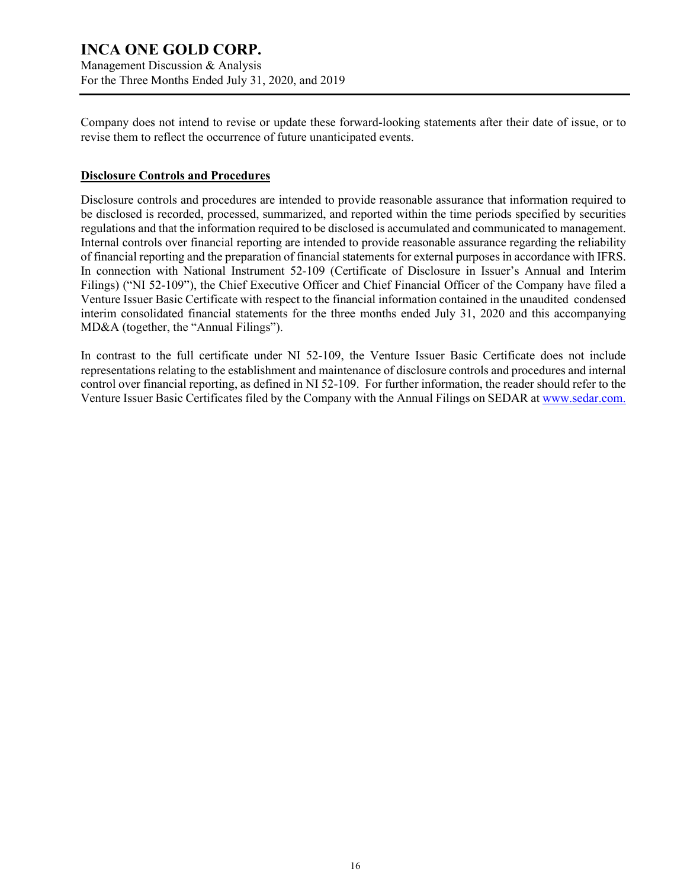Company does not intend to revise or update these forward-looking statements after their date of issue, or to revise them to reflect the occurrence of future unanticipated events.

## Disclosure Controls and Procedures

Disclosure controls and procedures are intended to provide reasonable assurance that information required to be disclosed is recorded, processed, summarized, and reported within the time periods specified by securities regulations and that the information required to be disclosed is accumulated and communicated to management. Internal controls over financial reporting are intended to provide reasonable assurance regarding the reliability of financial reporting and the preparation of financial statements for external purposes in accordance with IFRS. In connection with National Instrument 52-109 (Certificate of Disclosure in Issuer's Annual and Interim Filings) ("NI 52-109"), the Chief Executive Officer and Chief Financial Officer of the Company have filed a Venture Issuer Basic Certificate with respect to the financial information contained in the unaudited condensed interim consolidated financial statements for the three months ended July 31, 2020 and this accompanying MD&A (together, the "Annual Filings").

In contrast to the full certificate under NI 52-109, the Venture Issuer Basic Certificate does not include representations relating to the establishment and maintenance of disclosure controls and procedures and internal control over financial reporting, as defined in NI 52-109. For further information, the reader should refer to the Venture Issuer Basic Certificates filed by the Company with the Annual Filings on SEDAR at www.sedar.com.